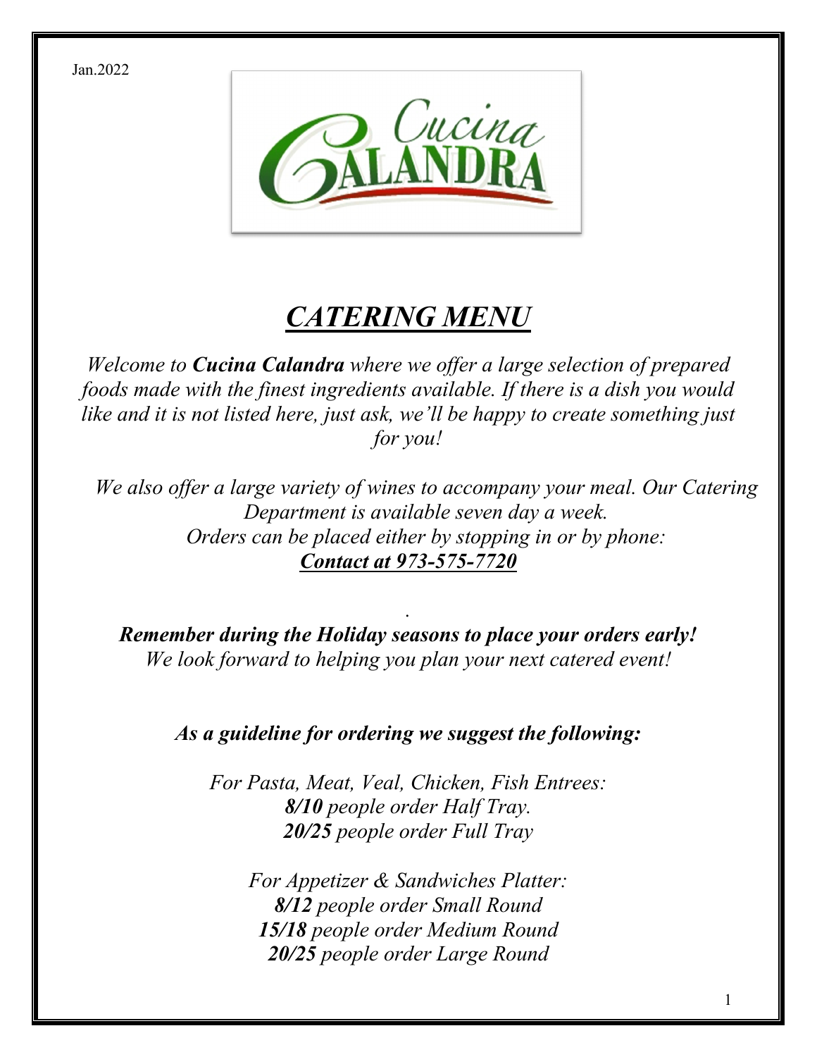Jan.2022

Cucina Calandra

# *CATERING MENU*

*Welcome to **Cucina Calandra** where we offer a large selection of prepared foods made with the finest ingredients available. If there is a dish you would like and it is not listed here, just ask, we'll be happy to create something just for you!*

*We also offer a large variety of wines to accompany your meal. Our Catering Department is available seven day a week.*
*Orders can be placed either by stopping in or by phone:*
***Contact at 973-575-7720***

.

***Remember during the Holiday seasons to place your orders early!***
*We look forward to helping you plan your next catered event!*

***As a guideline for ordering we suggest the following:***

*For Pasta, Meat, Veal, Chicken, Fish Entrees:*
***8/10** people order Half Tray.*
***20/25** people order Full Tray*

*For Appetizer & Sandwiches Platter:*
***8/12** people order Small Round*
***15/18** people order Medium Round*
***20/25** people order Large Round*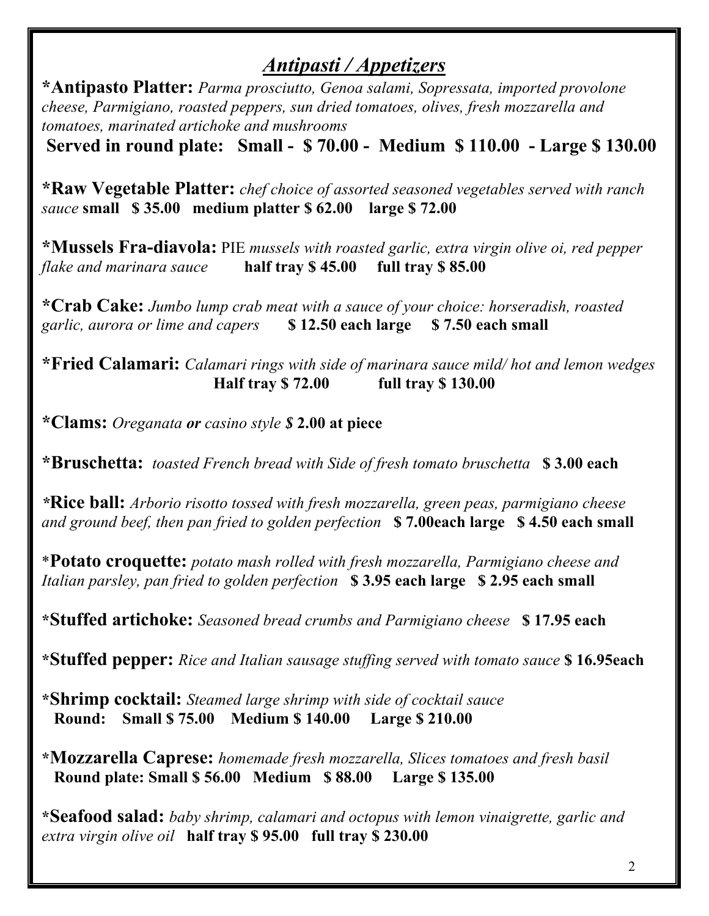## *Antipasti / Appetizers*

***Antipasto Platter:** *Parma prosciutto, Genoa salami, Sopressata, imported provolone cheese, Parmigiano, roasted peppers, sun dried tomatoes, olives, fresh mozzarella and tomatoes, marinated artichoke and mushrooms*
**Served in round plate: Small - $ 70.00 - Medium $ 110.00 - Large $ 130.00**

***Raw Vegetable Platter:** *chef choice of assorted seasoned vegetables served with ranch sauce* **small $ 35.00 medium platter $ 62.00 large $ 72.00**

***Mussels Fra-diavola:** PIE *mussels with roasted garlic, extra virgin olive oi, red pepper flake and marinara sauce* **half tray $ 45.00 full tray $ 85.00**

***Crab Cake:** *Jumbo lump crab meat with a sauce of your choice: horseradish, roasted garlic, aurora or lime and capers* **$ 12.50 each large $ 7.50 each small**

***Fried Calamari:** *Calamari rings with side of marinara sauce mild/ hot and lemon wedges* **Half tray $ 72.00 full tray $ 130.00**

***Clams:** *Oreganata **or** casino style $* **2.00 at piece**

***Bruschetta:** *toasted French bread with Side of fresh tomato bruschetta* **$ 3.00 each**

***Rice ball:** *Arborio risotto tossed with fresh mozzarella, green peas, parmigiano cheese and ground beef, then pan fried to golden perfection* **$ 7.00each large $ 4.50 each small**

***Potato croquette:** *potato mash rolled with fresh mozzarella, Parmigiano cheese and Italian parsley, pan fried to golden perfection* **$ 3.95 each large $ 2.95 each small**

***Stuffed artichoke:** *Seasoned bread crumbs and Parmigiano cheese* **$ 17.95 each**

***Stuffed pepper:** *Rice and Italian sausage stuffing served with tomato sauce* **$ 16.95each**

***Shrimp cocktail:** *Steamed large shrimp with side of cocktail sauce*
**Round: Small $ 75.00 Medium $ 140.00 Large $ 210.00**

***Mozzarella Caprese:** *homemade fresh mozzarella, Slices tomatoes and fresh basil*
**Round plate: Small $ 56.00 Medium $ 88.00 Large $ 135.00**

***Seafood salad:** *baby shrimp, calamari and octopus with lemon vinaigrette, garlic and extra virgin olive oil* **half tray $ 95.00 full tray $ 230.00**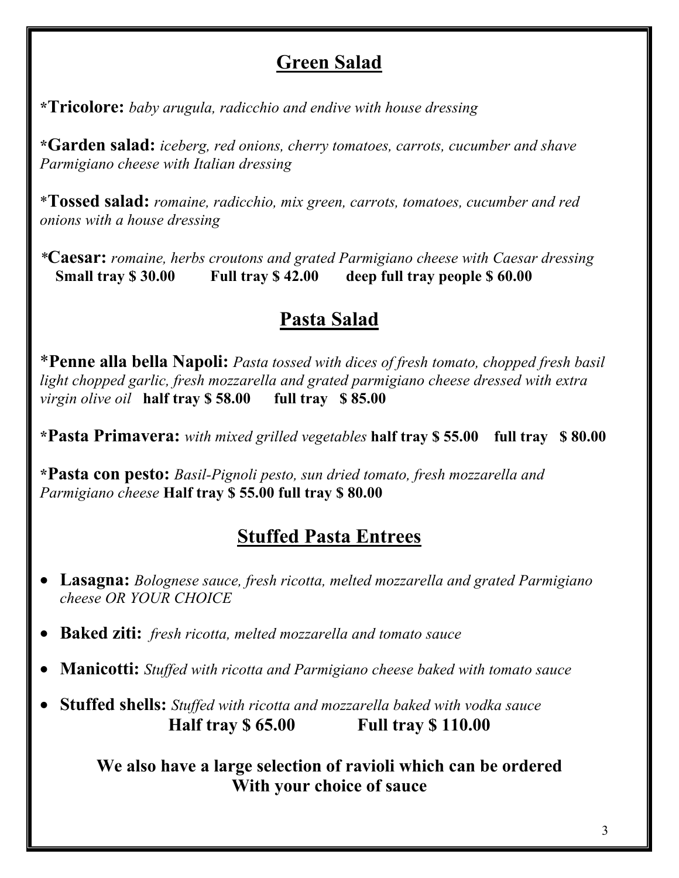## Green Salad

*__Tricolore:__ *baby arugula, radicchio and endive with house dressing*

*__Garden salad:__ *iceberg, red onions, cherry tomatoes, carrots, cucumber and shave Parmigiano cheese with Italian dressing*

*__Tossed salad:__ *romaine, radicchio, mix green, carrots, tomatoes, cucumber and red onions with a house dressing*

*__Caesar:__ *romaine, herbs croutons and grated Parmigiano cheese with Caesar dressing*
**Small tray $ 30.00 Full tray $ 42.00 deep full tray people $ 60.00**

## Pasta Salad

*__Penne alla bella Napoli:__ *Pasta tossed with dices of fresh tomato, chopped fresh basil light chopped garlic, fresh mozzarella and grated parmigiano cheese dressed with extra virgin olive oil* **half tray $ 58.00 full tray $ 85.00**

*__Pasta Primavera:__ *with mixed grilled vegetables* **half tray $ 55.00 full tray $ 80.00**

*__Pasta con pesto:__ *Basil-Pignoli pesto, sun dried tomato, fresh mozzarella and Parmigiano cheese* **Half tray $ 55.00 full tray $ 80.00**

## Stuffed Pasta Entrees

- **Lasagna:** *Bolognese sauce, fresh ricotta, melted mozzarella and grated Parmigiano cheese OR YOUR CHOICE*
- **Baked ziti:** *fresh ricotta, melted mozzarella and tomato sauce*
- **Manicotti:** *Stuffed with ricotta and Parmigiano cheese baked with tomato sauce*
- **Stuffed shells:** *Stuffed with ricotta and mozzarella baked with vodka sauce*

**Half tray $ 65.00 Full tray $ 110.00**

**We also have a large selection of ravioli which can be ordered With your choice of sauce**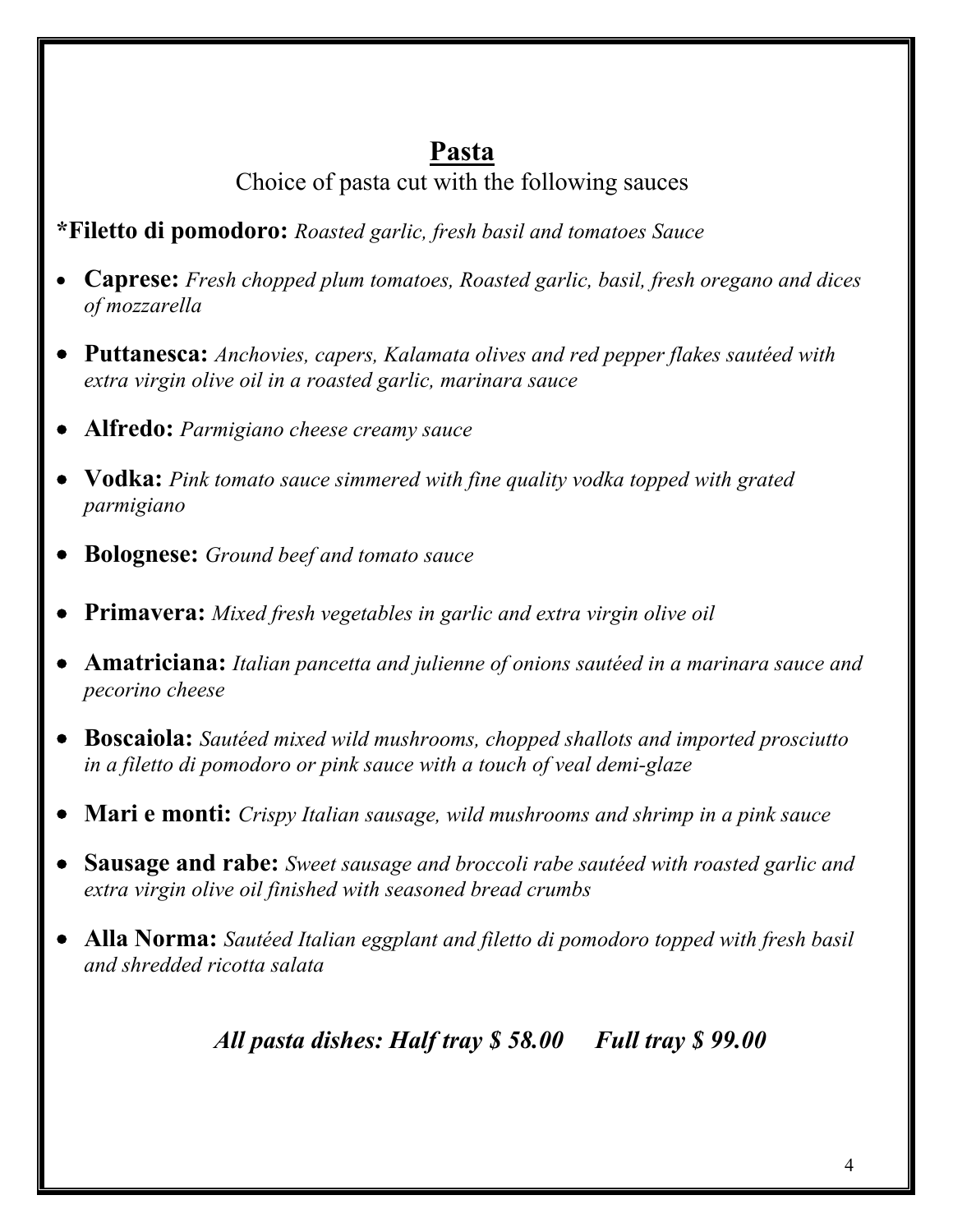## Pasta

Choice of pasta cut with the following sauces

***Filetto di pomodoro:** *Roasted garlic, fresh basil and tomatoes Sauce*

- **Caprese:** *Fresh chopped plum tomatoes, Roasted garlic, basil, fresh oregano and dices of mozzarella*
- **Puttanesca:** *Anchovies, capers, Kalamata olives and red pepper flakes sautéed with extra virgin olive oil in a roasted garlic, marinara sauce*
- **Alfredo:** *Parmigiano cheese creamy sauce*
- **Vodka:** *Pink tomato sauce simmered with fine quality vodka topped with grated parmigiano*
- **Bolognese:** *Ground beef and tomato sauce*
- **Primavera:** *Mixed fresh vegetables in garlic and extra virgin olive oil*
- **Amatriciana:** *Italian pancetta and julienne of onions sautéed in a marinara sauce and pecorino cheese*
- **Boscaiola:** *Sautéed mixed wild mushrooms, chopped shallots and imported prosciutto in a filetto di pomodoro or pink sauce with a touch of veal demi-glaze*
- **Mari e monti:** *Crispy Italian sausage, wild mushrooms and shrimp in a pink sauce*
- **Sausage and rabe:** *Sweet sausage and broccoli rabe sautéed with roasted garlic and extra virgin olive oil finished with seasoned bread crumbs*
- **Alla Norma:** *Sautéed Italian eggplant and filetto di pomodoro topped with fresh basil and shredded ricotta salata*

***All pasta dishes: Half tray $ 58.00     Full tray $ 99.00***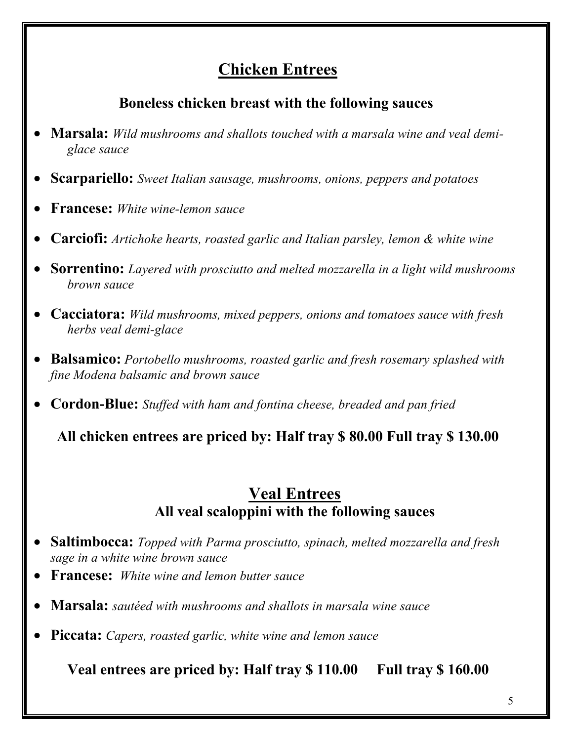## Chicken Entrees

### Boneless chicken breast with the following sauces

- **Marsala:** *Wild mushrooms and shallots touched with a marsala wine and veal demi-glace sauce*
- **Scarpariello:** *Sweet Italian sausage, mushrooms, onions, peppers and potatoes*
- **Francese:** *White wine-lemon sauce*
- **Carciofi:** *Artichoke hearts, roasted garlic and Italian parsley, lemon & white wine*
- **Sorrentino:** *Layered with prosciutto and melted mozzarella in a light wild mushrooms brown sauce*
- **Cacciatora:** *Wild mushrooms, mixed peppers, onions and tomatoes sauce with fresh herbs veal demi-glace*
- **Balsamico:** *Portobello mushrooms, roasted garlic and fresh rosemary splashed with fine Modena balsamic and brown sauce*
- **Cordon-Blue:** *Stuffed with ham and fontina cheese, breaded and pan fried*

**All chicken entrees are priced by: Half tray $ 80.00 Full tray $ 130.00**

## Veal Entrees

### All veal scaloppini with the following sauces

- **Saltimbocca:** *Topped with Parma prosciutto, spinach, melted mozzarella and fresh sage in a white wine brown sauce*
- **Francese:** *White wine and lemon butter sauce*
- **Marsala:** *sautéed with mushrooms and shallots in marsala wine sauce*
- **Piccata:** *Capers, roasted garlic, white wine and lemon sauce*

**Veal entrees are priced by: Half tray $ 110.00 Full tray $ 160.00**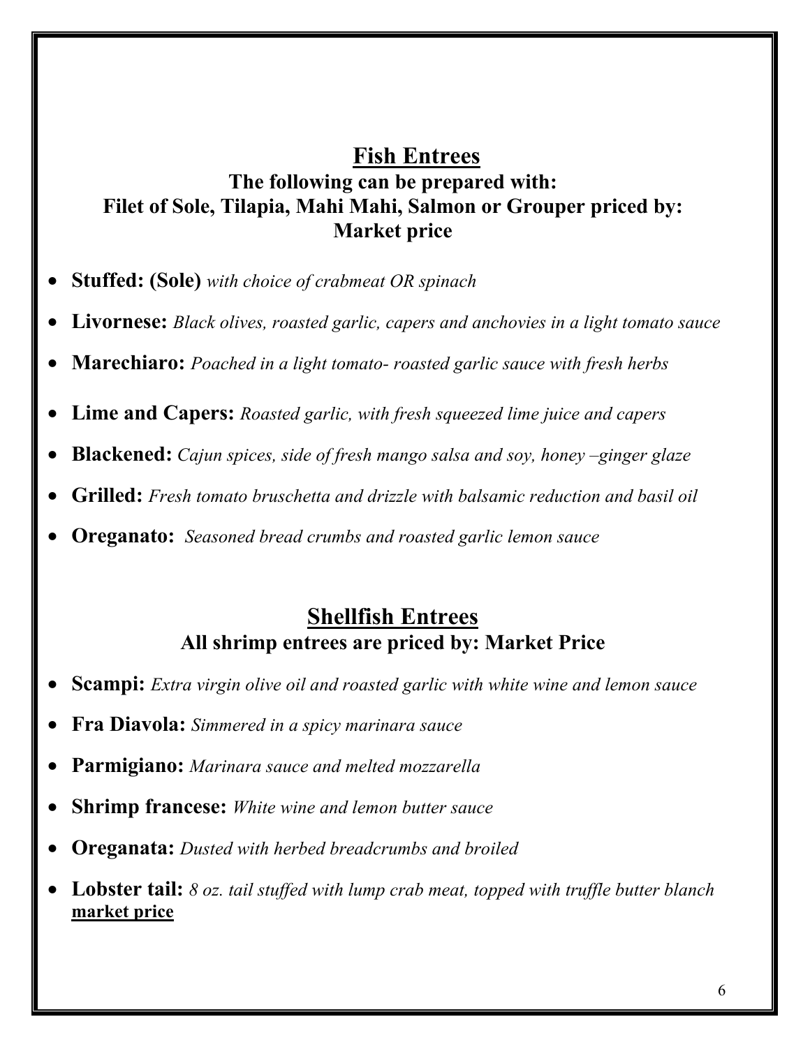## Fish Entrees

**The following can be prepared with:**
**Filet of Sole, Tilapia, Mahi Mahi, Salmon or Grouper priced by:**
**Market price**

- **Stuffed: (Sole)** *with choice of crabmeat OR spinach*
- **Livornese:** *Black olives, roasted garlic, capers and anchovies in a light tomato sauce*
- **Marechiaro:** *Poached in a light tomato- roasted garlic sauce with fresh herbs*
- **Lime and Capers:** *Roasted garlic, with fresh squeezed lime juice and capers*
- **Blackened:** *Cajun spices, side of fresh mango salsa and soy, honey –ginger glaze*
- **Grilled:** *Fresh tomato bruschetta and drizzle with balsamic reduction and basil oil*
- **Oreganato:** *Seasoned bread crumbs and roasted garlic lemon sauce*

## Shellfish Entrees

**All shrimp entrees are priced by: Market Price**

- **Scampi:** *Extra virgin olive oil and roasted garlic with white wine and lemon sauce*
- **Fra Diavola:** *Simmered in a spicy marinara sauce*
- **Parmigiano:** *Marinara sauce and melted mozzarella*
- **Shrimp francese:** *White wine and lemon butter sauce*
- **Oreganata:** *Dusted with herbed breadcrumbs and broiled*
- **Lobster tail:** *8 oz. tail stuffed with lump crab meat, topped with truffle butter blanch* **market price**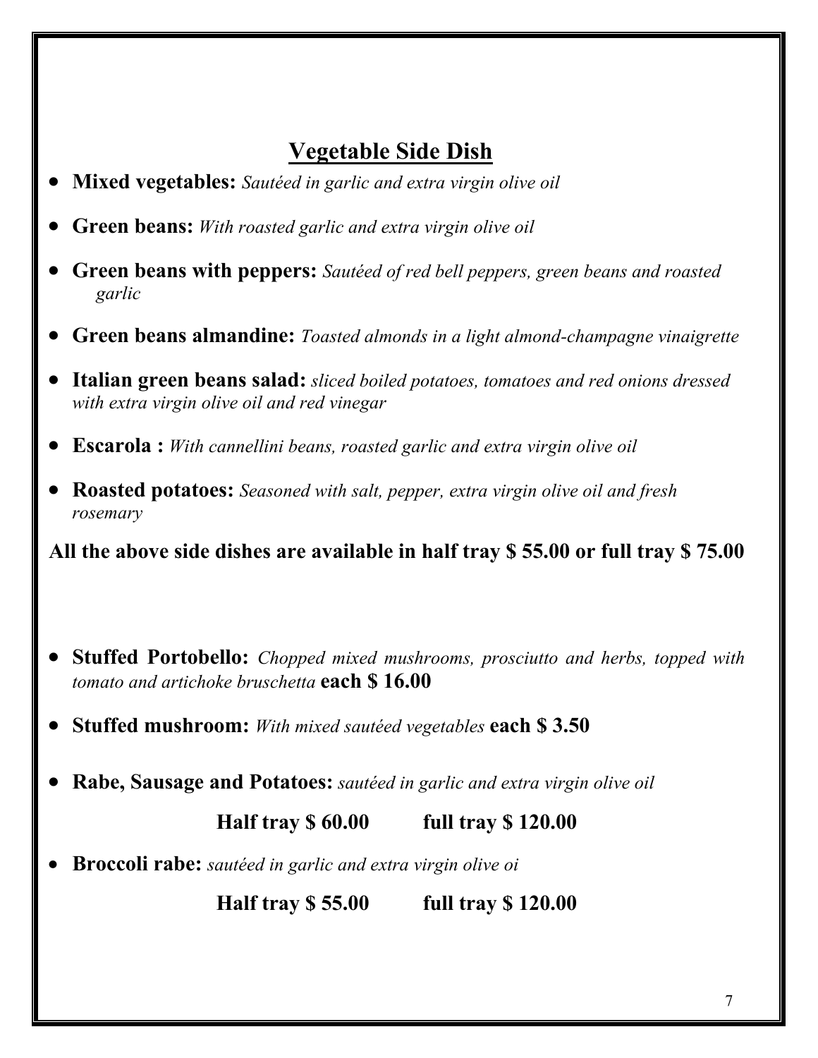## Vegetable Side Dish

- **Mixed vegetables:** *Sautéed in garlic and extra virgin olive oil*
- **Green beans:** *With roasted garlic and extra virgin olive oil*
- **Green beans with peppers:** *Sautéed of red bell peppers, green beans and roasted garlic*
- **Green beans almandine:** *Toasted almonds in a light almond-champagne vinaigrette*
- **Italian green beans salad:** *sliced boiled potatoes, tomatoes and red onions dressed with extra virgin olive oil and red vinegar*
- **Escarola :** *With cannellini beans, roasted garlic and extra virgin olive oil*
- **Roasted potatoes:** *Seasoned with salt, pepper, extra virgin olive oil and fresh rosemary*

**All the above side dishes are available in half tray $ 55.00 or full tray $ 75.00**

- **Stuffed Portobello:** *Chopped mixed mushrooms, prosciutto and herbs, topped with tomato and artichoke bruschetta* **each $ 16.00**
- **Stuffed mushroom:** *With mixed sautéed vegetables* **each $ 3.50**
- **Rabe, Sausage and Potatoes:** *sautéed in garlic and extra virgin olive oil*

  **Half tray $ 60.00 full tray $ 120.00**

- **Broccoli rabe:** *sautéed in garlic and extra virgin olive oi*

  **Half tray $ 55.00 full tray $ 120.00**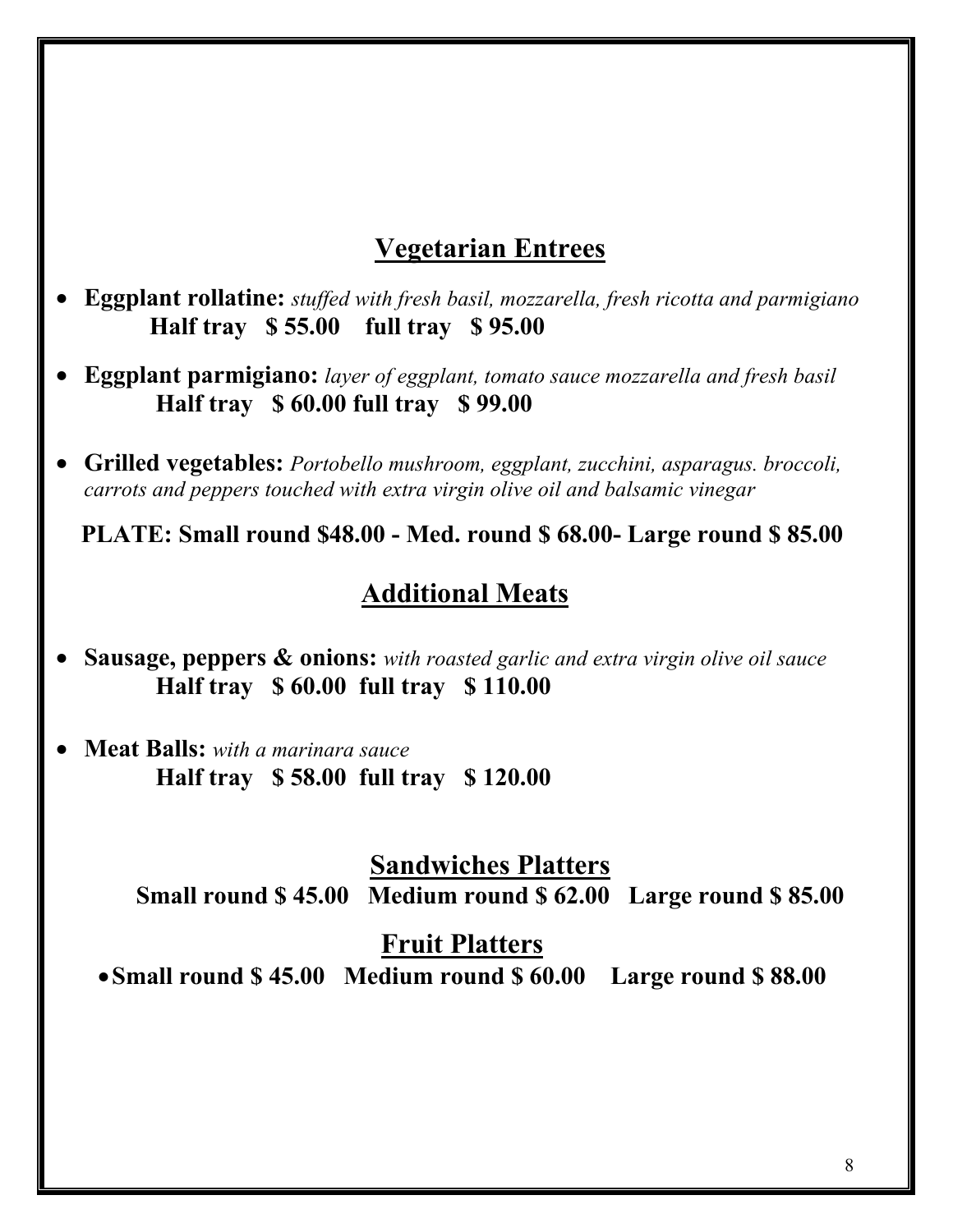## Vegetarian Entrees

- **Eggplant rollatine:** *stuffed with fresh basil, mozzarella, fresh ricotta and parmigiano*
  **Half tray $ 55.00 full tray $ 95.00**

- **Eggplant parmigiano:** *layer of eggplant, tomato sauce mozzarella and fresh basil*
  **Half tray $ 60.00 full tray $ 99.00**

- **Grilled vegetables:** *Portobello mushroom, eggplant, zucchini, asparagus. broccoli, carrots and peppers touched with extra virgin olive oil and balsamic vinegar*

  **PLATE: Small round $48.00 - Med. round $ 68.00- Large round $ 85.00**

## Additional Meats

- **Sausage, peppers & onions:** *with roasted garlic and extra virgin olive oil sauce*
  **Half tray $ 60.00 full tray $ 110.00**

- **Meat Balls:** *with a marinara sauce*
  **Half tray $ 58.00 full tray $ 120.00**

## Sandwiches Platters

**Small round $ 45.00 Medium round $ 62.00 Large round $ 85.00**

## Fruit Platters

- **Small round $ 45.00 Medium round $ 60.00 Large round $ 88.00**